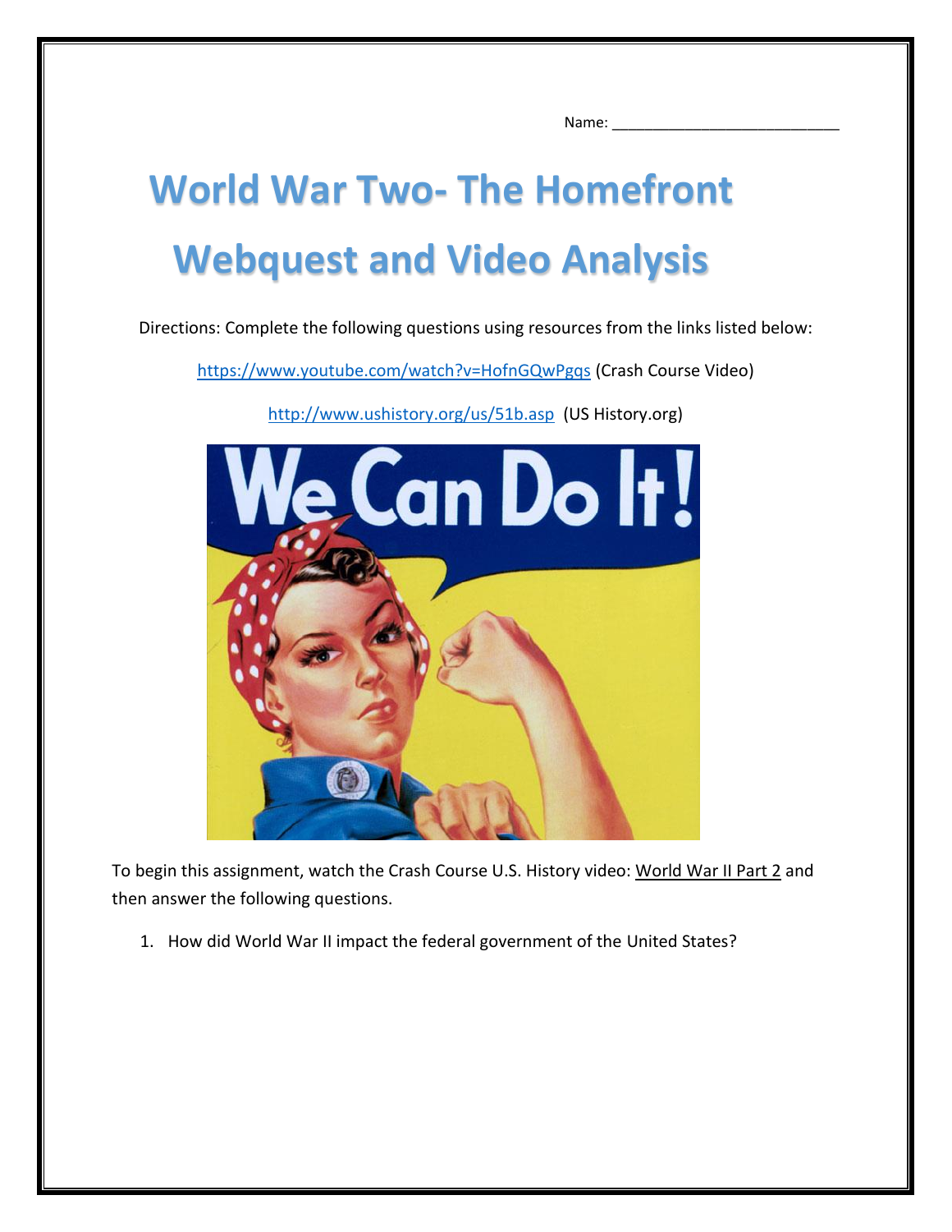Name: ___________________________

# World War Two- The Homefront Webquest and Video Analysis

Directions: Complete the following questions using resources from the links listed below:

https://www.youtube.com/watch?v=HofnGQwPgqs (Crash Course Video)

http://www.ushistory.org/us/51b.asp (US History.org)

To begin this assignment, watch the Crash Course U.S. History video: World War II Part 2 and then answer the following questions.

1. How did World War II impact the federal government of the United States?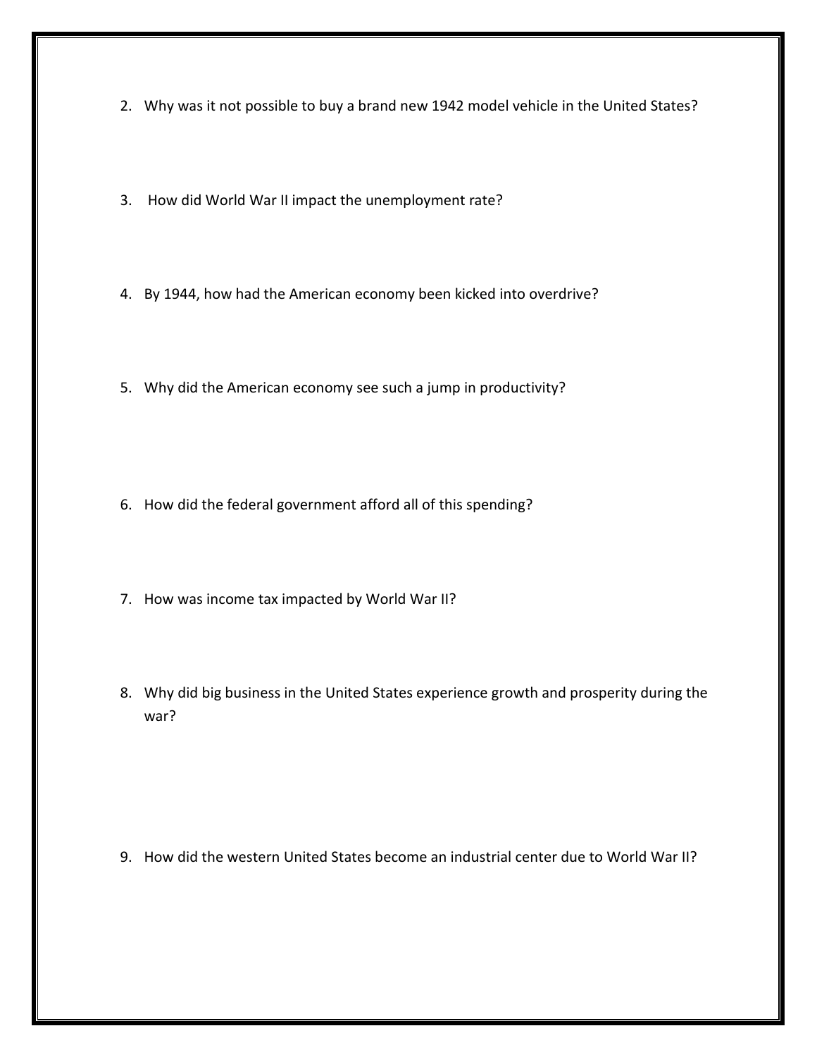2. Why was it not possible to buy a brand new 1942 model vehicle in the United States?

3. How did World War II impact the unemployment rate?

4. By 1944, how had the American economy been kicked into overdrive?

5. Why did the American economy see such a jump in productivity?

6. How did the federal government afford all of this spending?

7. How was income tax impacted by World War II?

8. Why did big business in the United States experience growth and prosperity during the war?

9. How did the western United States become an industrial center due to World War II?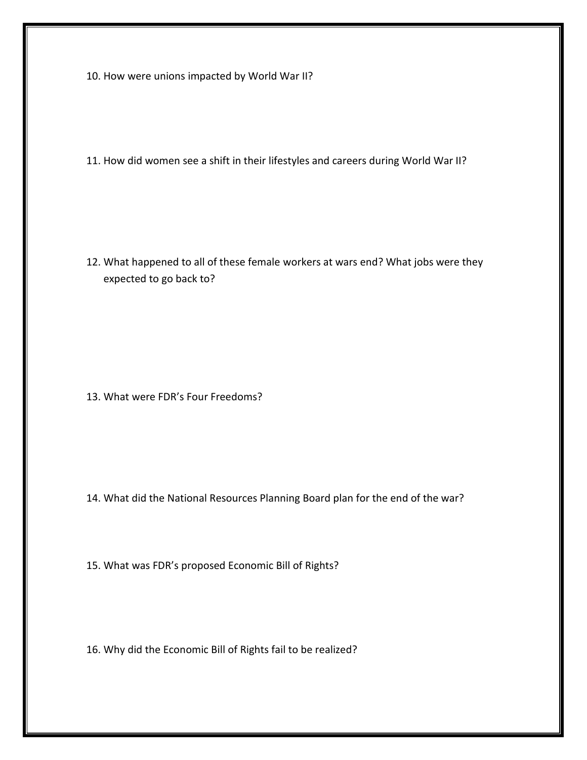10. How were unions impacted by World War II?

11. How did women see a shift in their lifestyles and careers during World War II?

12. What happened to all of these female workers at wars end? What jobs were they expected to go back to?

13. What were FDR's Four Freedoms?

14. What did the National Resources Planning Board plan for the end of the war?

15. What was FDR's proposed Economic Bill of Rights?

16. Why did the Economic Bill of Rights fail to be realized?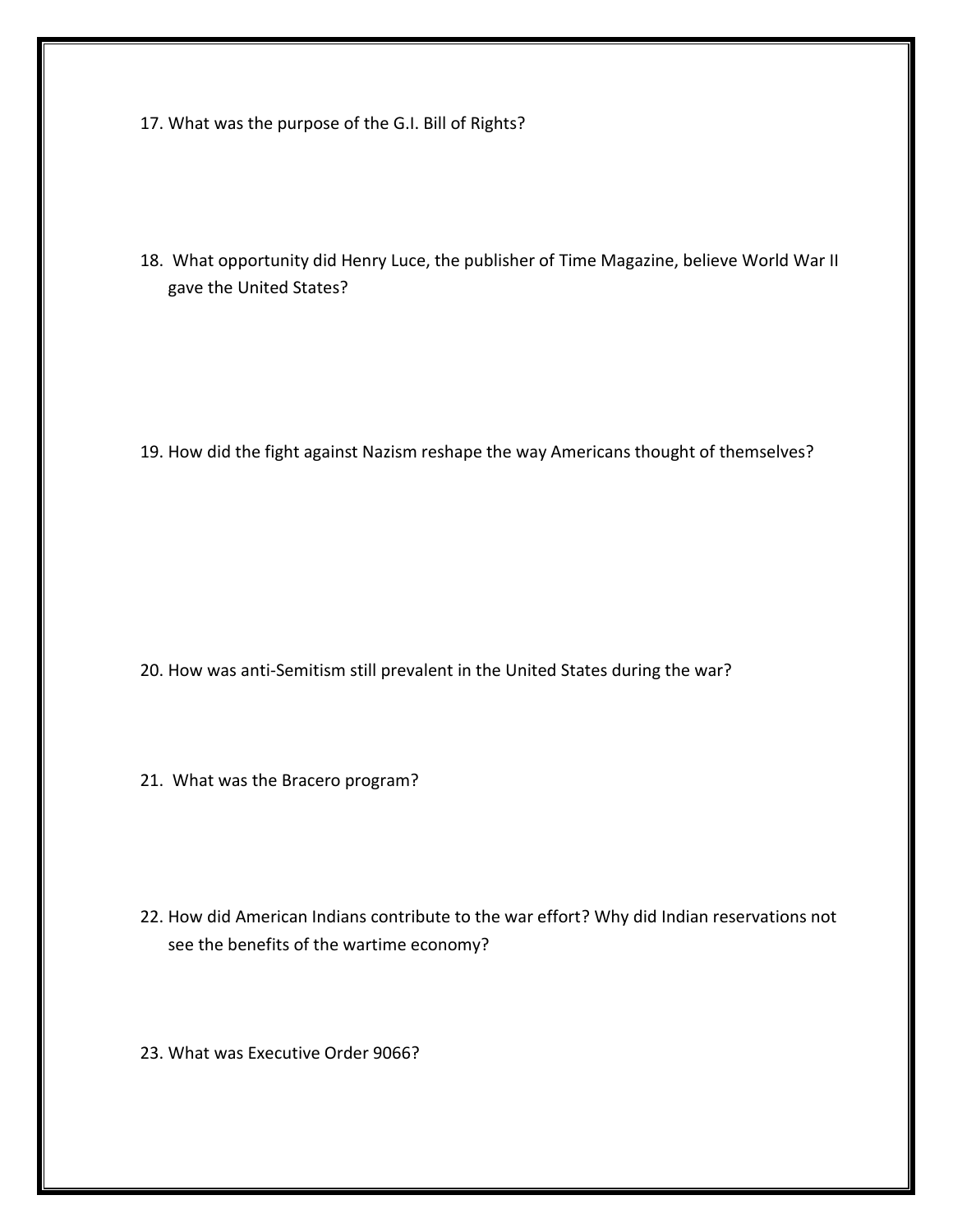17. What was the purpose of the G.I. Bill of Rights?

18. What opportunity did Henry Luce, the publisher of Time Magazine, believe World War II gave the United States?

19. How did the fight against Nazism reshape the way Americans thought of themselves?

20. How was anti-Semitism still prevalent in the United States during the war?

21. What was the Bracero program?

22. How did American Indians contribute to the war effort? Why did Indian reservations not see the benefits of the wartime economy?

23. What was Executive Order 9066?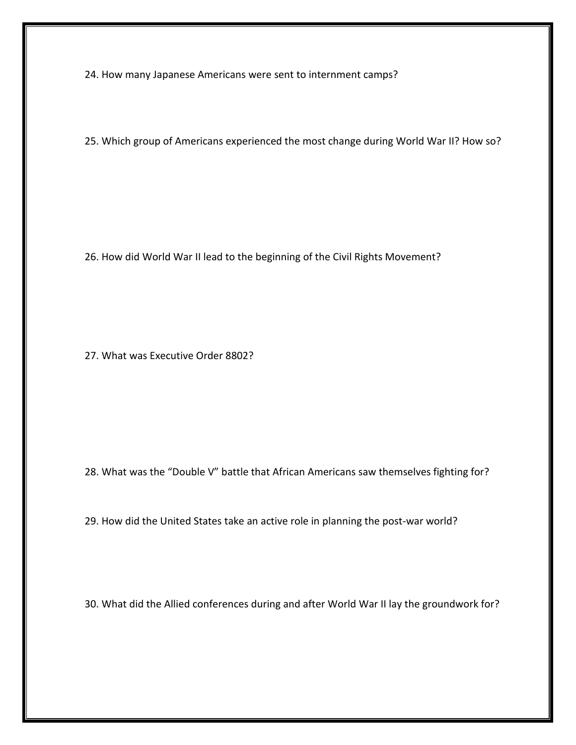24. How many Japanese Americans were sent to internment camps?

25. Which group of Americans experienced the most change during World War II? How so?

26. How did World War II lead to the beginning of the Civil Rights Movement?

27. What was Executive Order 8802?

28. What was the "Double V" battle that African Americans saw themselves fighting for?

29. How did the United States take an active role in planning the post-war world?

30. What did the Allied conferences during and after World War II lay the groundwork for?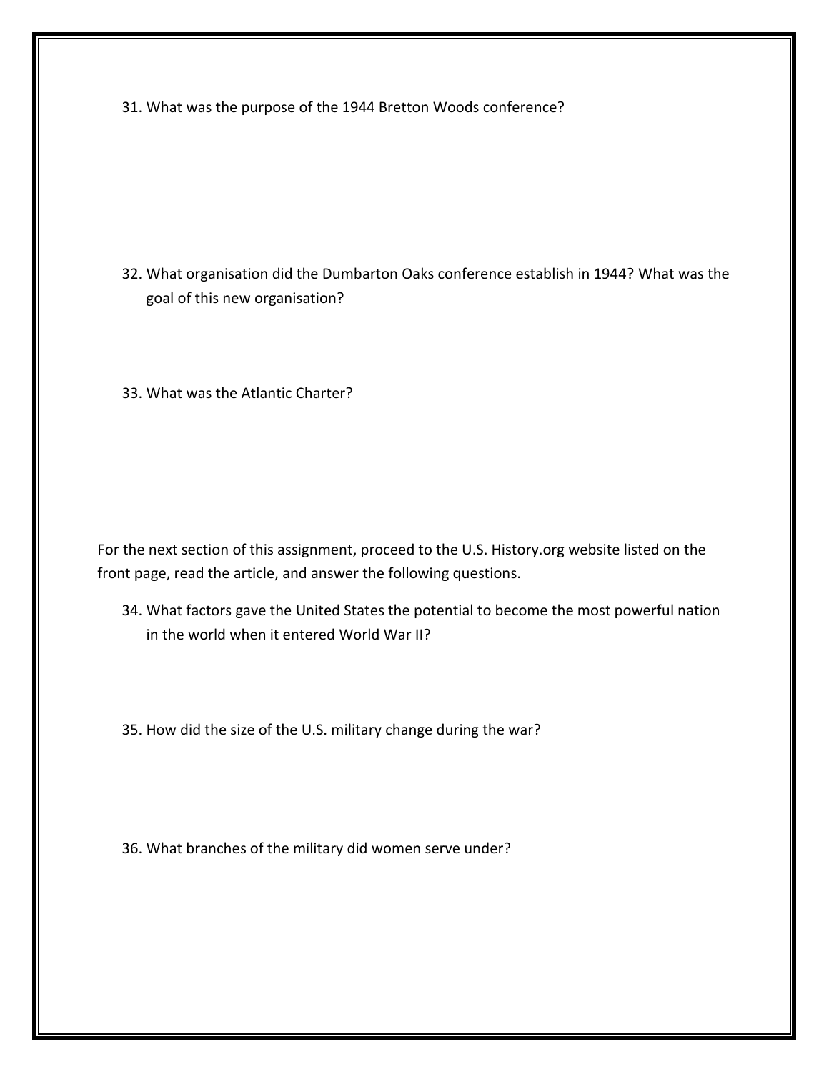31. What was the purpose of the 1944 Bretton Woods conference?

32. What organisation did the Dumbarton Oaks conference establish in 1944? What was the goal of this new organisation?

33. What was the Atlantic Charter?

For the next section of this assignment, proceed to the U.S. History.org website listed on the front page, read the article, and answer the following questions.

34. What factors gave the United States the potential to become the most powerful nation in the world when it entered World War II?

35. How did the size of the U.S. military change during the war?

36. What branches of the military did women serve under?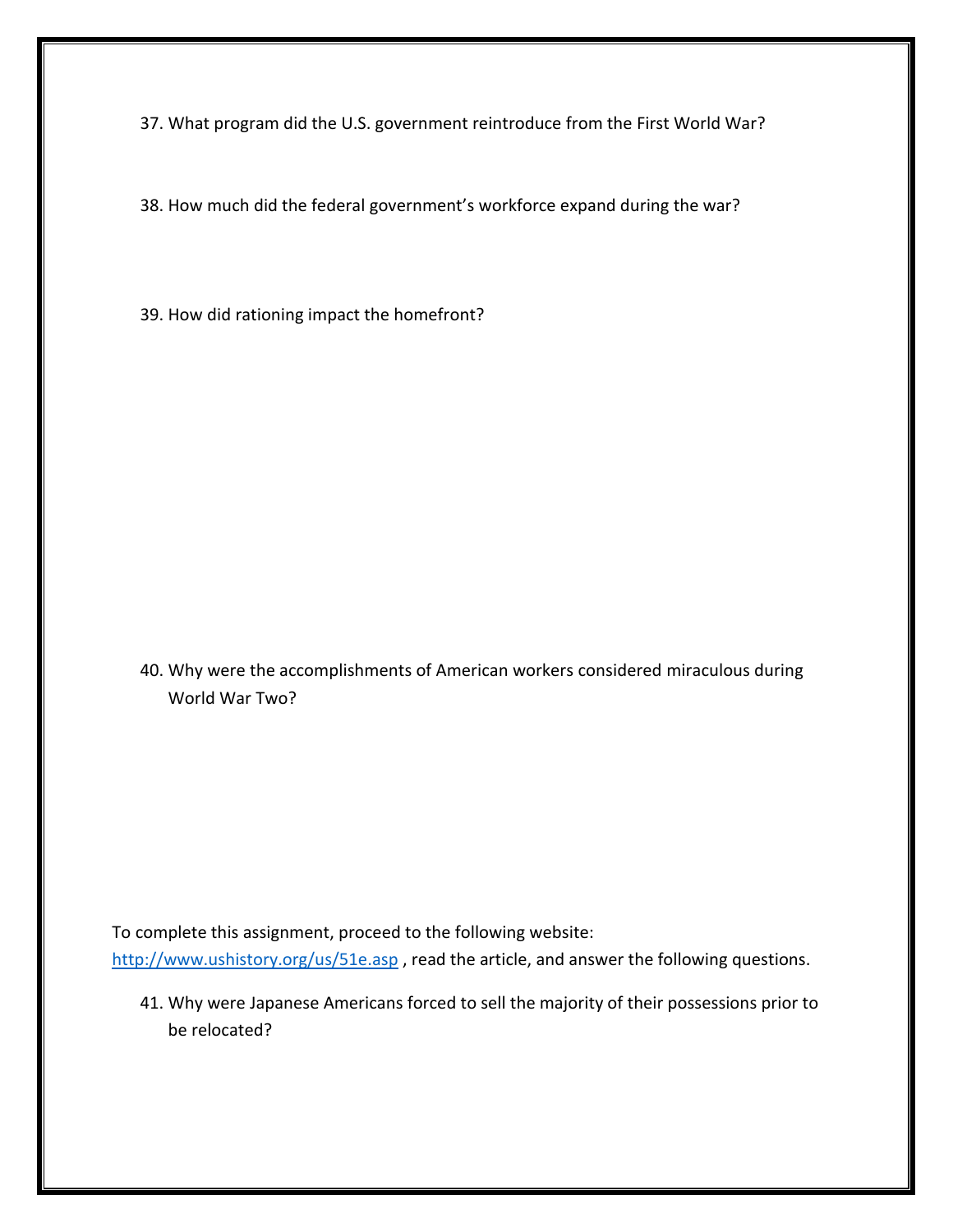37. What program did the U.S. government reintroduce from the First World War?

38. How much did the federal government's workforce expand during the war?

39. How did rationing impact the homefront?

40. Why were the accomplishments of American workers considered miraculous during World War Two?

To complete this assignment, proceed to the following website: [http://www.ushistory.org/us/51e.asp](http://www.ushistory.org/us/51e.asp) , read the article, and answer the following questions.

41. Why were Japanese Americans forced to sell the majority of their possessions prior to be relocated?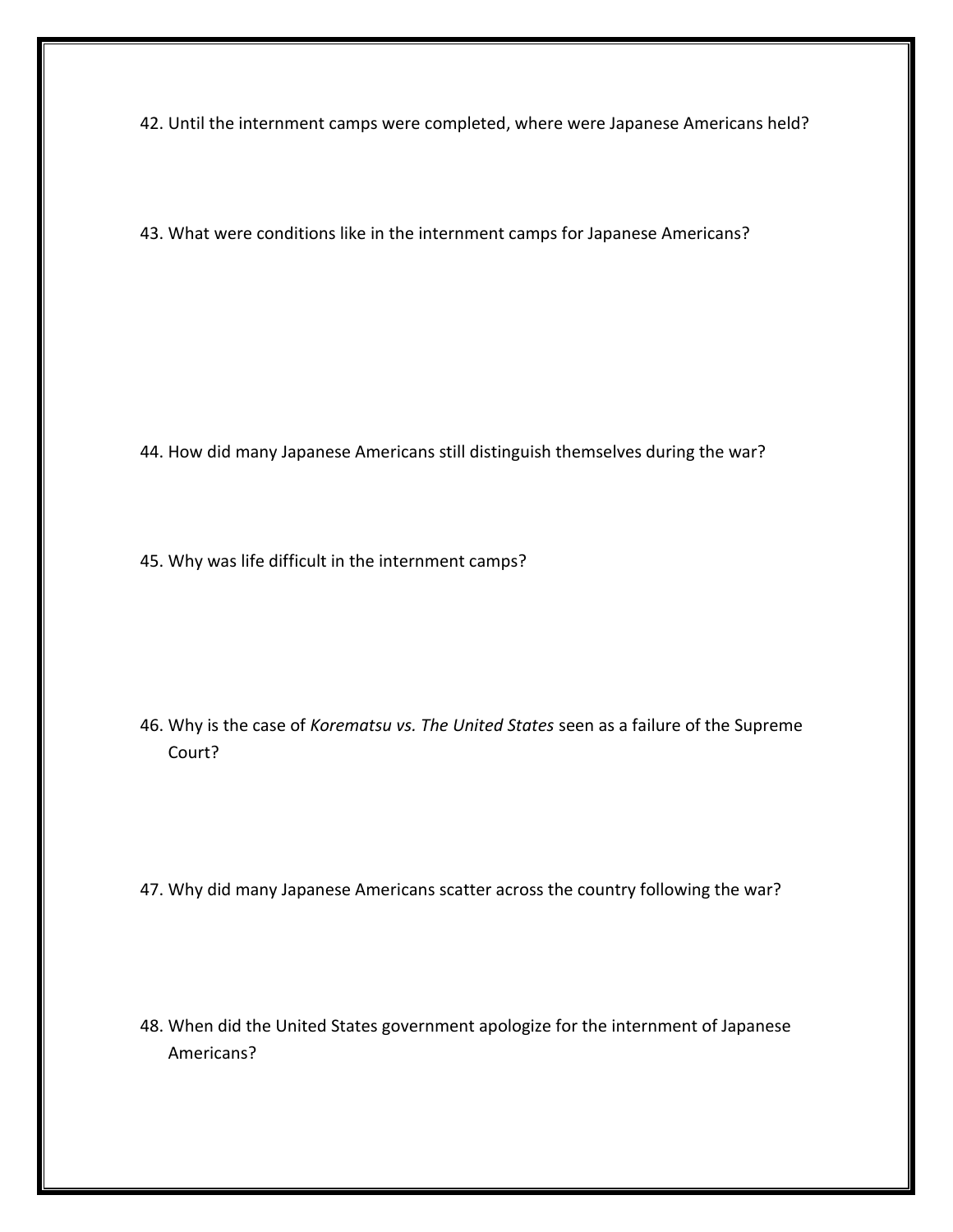42. Until the internment camps were completed, where were Japanese Americans held?

43. What were conditions like in the internment camps for Japanese Americans?

44. How did many Japanese Americans still distinguish themselves during the war?

45. Why was life difficult in the internment camps?

46. Why is the case of *Korematsu vs. The United States* seen as a failure of the Supreme Court?

47. Why did many Japanese Americans scatter across the country following the war?

48. When did the United States government apologize for the internment of Japanese Americans?